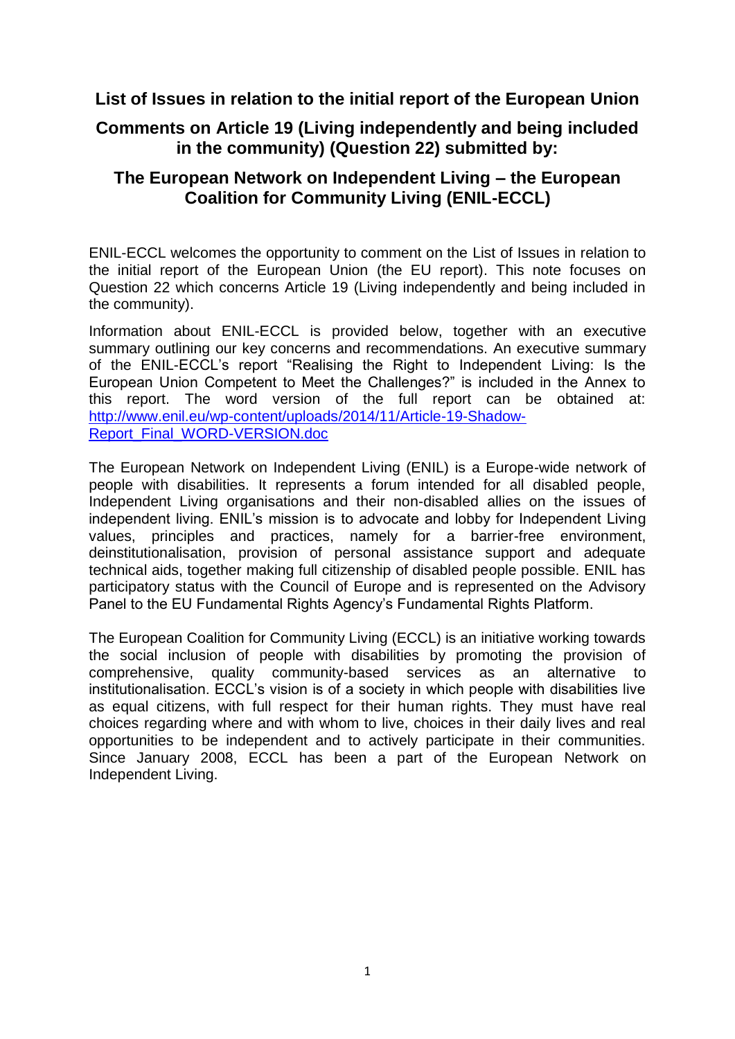# List of Issues in relation to the initial report of the European Union

## Comments on Article 19 (Living independently and being included in the community) (Question 22) submitted by:

## The European Network on Independent Living – the European Coalition for Community Living (ENIL-ECCL)

ENIL-ECCL welcomes the opportunity to comment on the List of Issues in relation to the initial report of the European Union (the EU report). This note focuses on Question 22 which concerns Article 19 (Living independently and being included in the community).

Information about ENIL-ECCL is provided below, together with an executive summary outlining our key concerns and recommendations. An executive summary of the ENIL-ECCL's report "Realising the Right to Independent Living: Is the European Union Competent to Meet the Challenges?" is included in the Annex to this report. The word version of the full report can be obtained at: [http://www.enil.eu/wp-content/uploads/2014/11/Article-19-Shadow-Report_Final_WORD-VERSION.doc](http://www.enil.eu/wp-content/uploads/2014/11/Article-19-Shadow-Report_Final_WORD-VERSION.doc)

The European Network on Independent Living (ENIL) is a Europe-wide network of people with disabilities. It represents a forum intended for all disabled people, Independent Living organisations and their non-disabled allies on the issues of independent living. ENIL's mission is to advocate and lobby for Independent Living values, principles and practices, namely for a barrier-free environment, deinstitutionalisation, provision of personal assistance support and adequate technical aids, together making full citizenship of disabled people possible. ENIL has participatory status with the Council of Europe and is represented on the Advisory Panel to the EU Fundamental Rights Agency's Fundamental Rights Platform.

The European Coalition for Community Living (ECCL) is an initiative working towards the social inclusion of people with disabilities by promoting the provision of comprehensive, quality community-based services as an alternative to institutionalisation. ECCL's vision is of a society in which people with disabilities live as equal citizens, with full respect for their human rights. They must have real choices regarding where and with whom to live, choices in their daily lives and real opportunities to be independent and to actively participate in their communities. Since January 2008, ECCL has been a part of the European Network on Independent Living.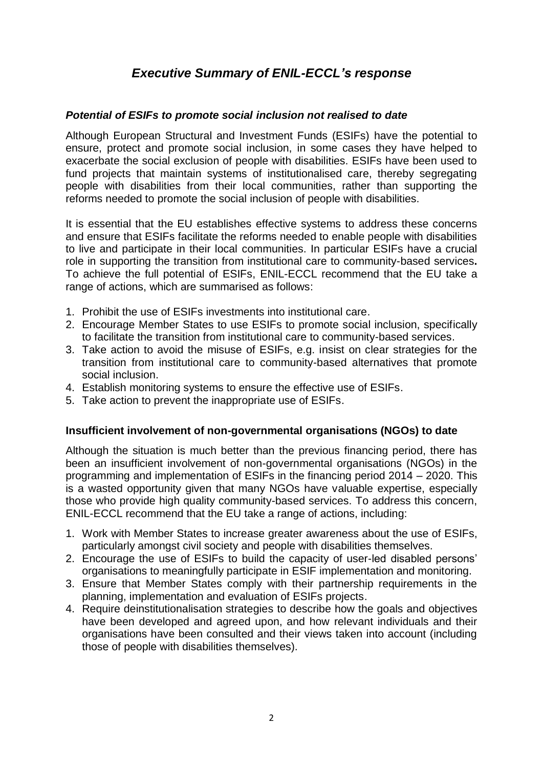## *Executive Summary of ENIL-ECCL's response*

### *Potential of ESIFs to promote social inclusion not realised to date*

Although European Structural and Investment Funds (ESIFs) have the potential to ensure, protect and promote social inclusion, in some cases they have helped to exacerbate the social exclusion of people with disabilities. ESIFs have been used to fund projects that maintain systems of institutionalised care, thereby segregating people with disabilities from their local communities, rather than supporting the reforms needed to promote the social inclusion of people with disabilities.

It is essential that the EU establishes effective systems to address these concerns and ensure that ESIFs facilitate the reforms needed to enable people with disabilities to live and participate in their local communities. In particular ESIFs have a crucial role in supporting the transition from institutional care to community-based services**.** To achieve the full potential of ESIFs, ENIL-ECCL recommend that the EU take a range of actions, which are summarised as follows:

1. Prohibit the use of ESIFs investments into institutional care.
2. Encourage Member States to use ESIFs to promote social inclusion, specifically to facilitate the transition from institutional care to community-based services.
3. Take action to avoid the misuse of ESIFs, e.g. insist on clear strategies for the transition from institutional care to community-based alternatives that promote social inclusion.
4. Establish monitoring systems to ensure the effective use of ESIFs.
5. Take action to prevent the inappropriate use of ESIFs.

### Insufficient involvement of non-governmental organisations (NGOs) to date

Although the situation is much better than the previous financing period, there has been an insufficient involvement of non-governmental organisations (NGOs) in the programming and implementation of ESIFs in the financing period 2014 – 2020. This is a wasted opportunity given that many NGOs have valuable expertise, especially those who provide high quality community-based services. To address this concern, ENIL-ECCL recommend that the EU take a range of actions, including:

1. Work with Member States to increase greater awareness about the use of ESIFs, particularly amongst civil society and people with disabilities themselves.
2. Encourage the use of ESIFs to build the capacity of user-led disabled persons' organisations to meaningfully participate in ESIF implementation and monitoring.
3. Ensure that Member States comply with their partnership requirements in the planning, implementation and evaluation of ESIFs projects.
4. Require deinstitutionalisation strategies to describe how the goals and objectives have been developed and agreed upon, and how relevant individuals and their organisations have been consulted and their views taken into account (including those of people with disabilities themselves).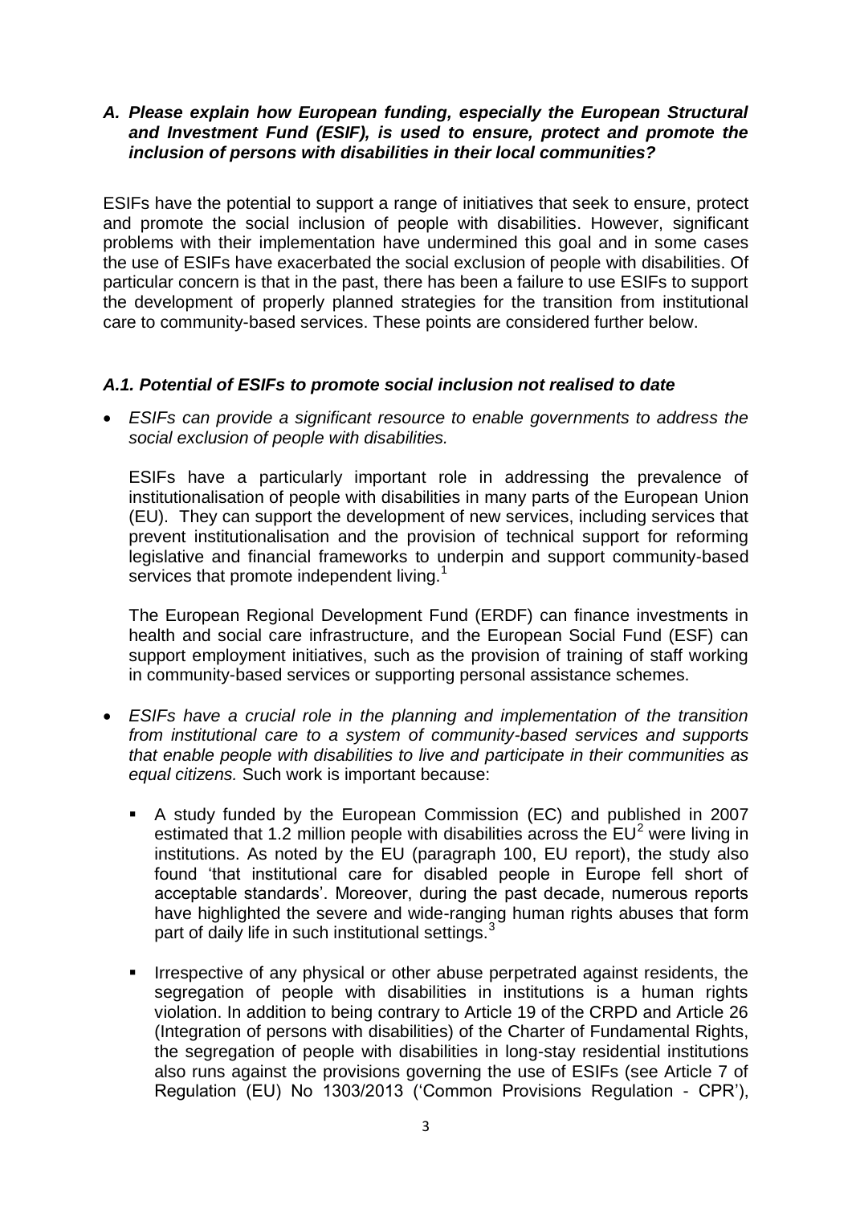### *A. Please explain how European funding, especially the European Structural and Investment Fund (ESIF), is used to ensure, protect and promote the inclusion of persons with disabilities in their local communities?*

ESIFs have the potential to support a range of initiatives that seek to ensure, protect and promote the social inclusion of people with disabilities. However, significant problems with their implementation have undermined this goal and in some cases the use of ESIFs have exacerbated the social exclusion of people with disabilities. Of particular concern is that in the past, there has been a failure to use ESIFs to support the development of properly planned strategies for the transition from institutional care to community-based services. These points are considered further below.

#### *A.1. Potential of ESIFs to promote social inclusion not realised to date*

- *ESIFs can provide a significant resource to enable governments to address the social exclusion of people with disabilities.*

  ESIFs have a particularly important role in addressing the prevalence of institutionalisation of people with disabilities in many parts of the European Union (EU). They can support the development of new services, including services that prevent institutionalisation and the provision of technical support for reforming legislative and financial frameworks to underpin and support community-based services that promote independent living.[1]

  The European Regional Development Fund (ERDF) can finance investments in health and social care infrastructure, and the European Social Fund (ESF) can support employment initiatives, such as the provision of training of staff working in community-based services or supporting personal assistance schemes.

- *ESIFs have a crucial role in the planning and implementation of the transition from institutional care to a system of community-based services and supports that enable people with disabilities to live and participate in their communities as equal citizens.* Such work is important because:

  - A study funded by the European Commission (EC) and published in 2007 estimated that 1.2 million people with disabilities across the EU[2] were living in institutions. As noted by the EU (paragraph 100, EU report), the study also found 'that institutional care for disabled people in Europe fell short of acceptable standards'. Moreover, during the past decade, numerous reports have highlighted the severe and wide-ranging human rights abuses that form part of daily life in such institutional settings.[3]

  - Irrespective of any physical or other abuse perpetrated against residents, the segregation of people with disabilities in institutions is a human rights violation. In addition to being contrary to Article 19 of the CRPD and Article 26 (Integration of persons with disabilities) of the Charter of Fundamental Rights, the segregation of people with disabilities in long-stay residential institutions also runs against the provisions governing the use of ESIFs (see Article 7 of Regulation (EU) No 1303/2013 ('Common Provisions Regulation - CPR'),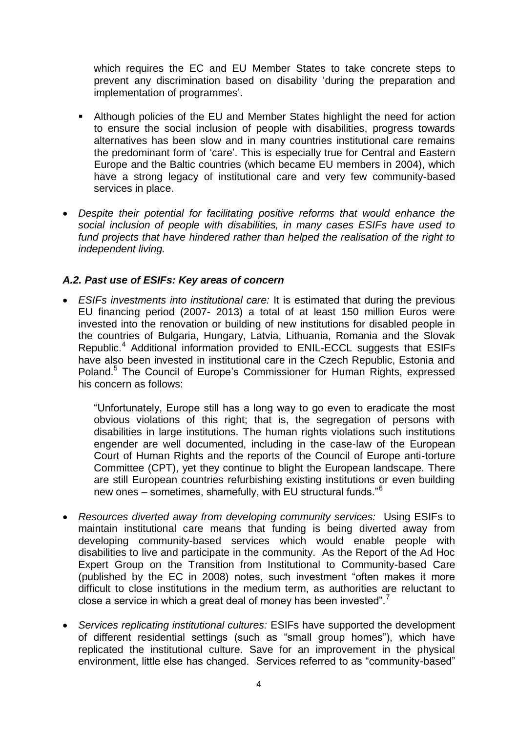which requires the EC and EU Member States to take concrete steps to prevent any discrimination based on disability 'during the preparation and implementation of programmes'.

- Although policies of the EU and Member States highlight the need for action to ensure the social inclusion of people with disabilities, progress towards alternatives has been slow and in many countries institutional care remains the predominant form of 'care'. This is especially true for Central and Eastern Europe and the Baltic countries (which became EU members in 2004), which have a strong legacy of institutional care and very few community-based services in place.

- *Despite their potential for facilitating positive reforms that would enhance the social inclusion of people with disabilities, in many cases ESIFs have used to fund projects that have hindered rather than helped the realisation of the right to independent living.*

### *A.2. Past use of ESIFs: Key areas of concern*

- *ESIFs investments into institutional care:* It is estimated that during the previous EU financing period (2007- 2013) a total of at least 150 million Euros were invested into the renovation or building of new institutions for disabled people in the countries of Bulgaria, Hungary, Latvia, Lithuania, Romania and the Slovak Republic.[4] Additional information provided to ENIL-ECCL suggests that ESIFs have also been invested in institutional care in the Czech Republic, Estonia and Poland.[5] The Council of Europe's Commissioner for Human Rights, expressed his concern as follows:

  "Unfortunately, Europe still has a long way to go even to eradicate the most obvious violations of this right; that is, the segregation of persons with disabilities in large institutions. The human rights violations such institutions engender are well documented, including in the case-law of the European Court of Human Rights and the reports of the Council of Europe anti-torture Committee (CPT), yet they continue to blight the European landscape. There are still European countries refurbishing existing institutions or even building new ones – sometimes, shamefully, with EU structural funds."[6]

- *Resources diverted away from developing community services:* Using ESIFs to maintain institutional care means that funding is being diverted away from developing community-based services which would enable people with disabilities to live and participate in the community. As the Report of the Ad Hoc Expert Group on the Transition from Institutional to Community-based Care (published by the EC in 2008) notes, such investment "often makes it more difficult to close institutions in the medium term, as authorities are reluctant to close a service in which a great deal of money has been invested".[7]

- *Services replicating institutional cultures:* ESIFs have supported the development of different residential settings (such as "small group homes"), which have replicated the institutional culture. Save for an improvement in the physical environment, little else has changed. Services referred to as "community-based"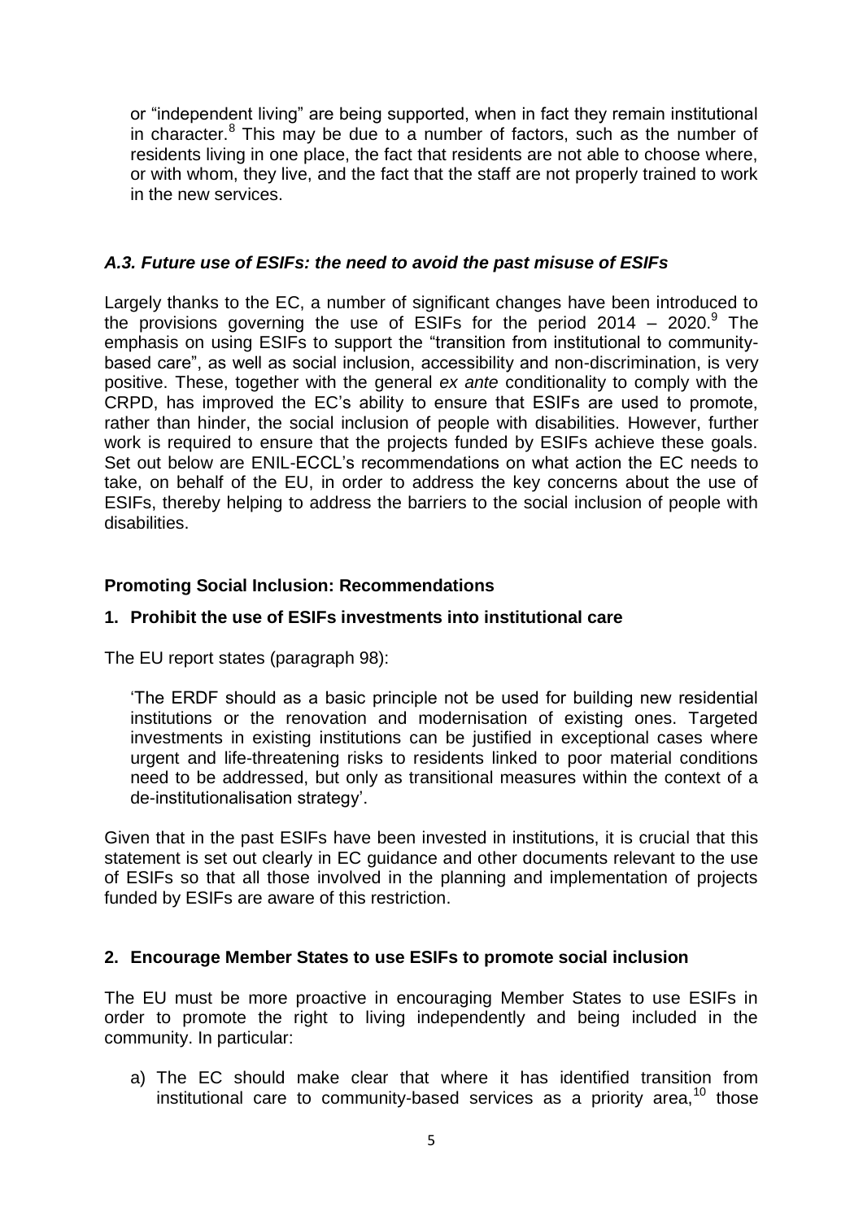or “independent living” are being supported, when in fact they remain institutional in character.[8] This may be due to a number of factors, such as the number of residents living in one place, the fact that residents are not able to choose where, or with whom, they live, and the fact that the staff are not properly trained to work in the new services.

### *A.3. Future use of ESIFs: the need to avoid the past misuse of ESIFs*

Largely thanks to the EC, a number of significant changes have been introduced to the provisions governing the use of ESIFs for the period 2014 – 2020.[9] The emphasis on using ESIFs to support the “transition from institutional to community-based care”, as well as social inclusion, accessibility and non-discrimination, is very positive. These, together with the general *ex ante* conditionality to comply with the CRPD, has improved the EC’s ability to ensure that ESIFs are used to promote, rather than hinder, the social inclusion of people with disabilities. However, further work is required to ensure that the projects funded by ESIFs achieve these goals. Set out below are ENIL-ECCL’s recommendations on what action the EC needs to take, on behalf of the EU, in order to address the key concerns about the use of ESIFs, thereby helping to address the barriers to the social inclusion of people with disabilities.

**Promoting Social Inclusion: Recommendations**

**1. Prohibit the use of ESIFs investments into institutional care**

The EU report states (paragraph 98):

> ‘The ERDF should as a basic principle not be used for building new residential institutions or the renovation and modernisation of existing ones. Targeted investments in existing institutions can be justified in exceptional cases where urgent and life-threatening risks to residents linked to poor material conditions need to be addressed, but only as transitional measures within the context of a de-institutionalisation strategy’.

Given that in the past ESIFs have been invested in institutions, it is crucial that this statement is set out clearly in EC guidance and other documents relevant to the use of ESIFs so that all those involved in the planning and implementation of projects funded by ESIFs are aware of this restriction.

**2. Encourage Member States to use ESIFs to promote social inclusion**

The EU must be more proactive in encouraging Member States to use ESIFs in order to promote the right to living independently and being included in the community. In particular:

a) The EC should make clear that where it has identified transition from institutional care to community-based services as a priority area,[10] those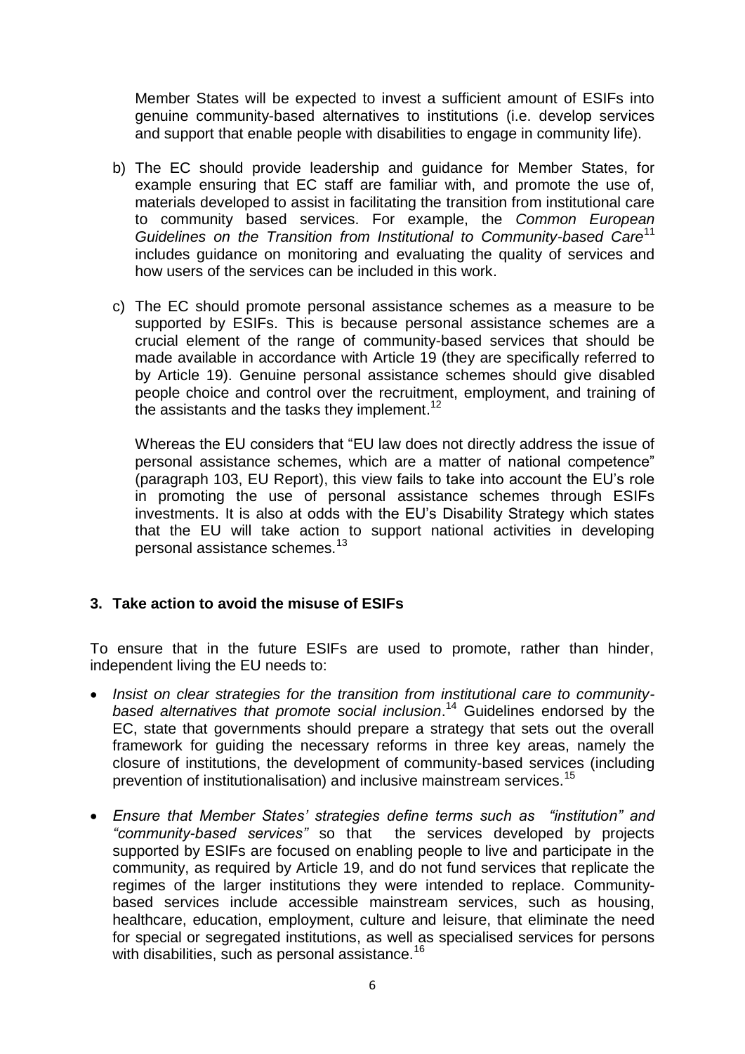Member States will be expected to invest a sufficient amount of ESIFs into genuine community-based alternatives to institutions (i.e. develop services and support that enable people with disabilities to engage in community life).

b) The EC should provide leadership and guidance for Member States, for example ensuring that EC staff are familiar with, and promote the use of, materials developed to assist in facilitating the transition from institutional care to community based services. For example, the *Common European Guidelines on the Transition from Institutional to Community-based Care*[11] includes guidance on monitoring and evaluating the quality of services and how users of the services can be included in this work.

c) The EC should promote personal assistance schemes as a measure to be supported by ESIFs. This is because personal assistance schemes are a crucial element of the range of community-based services that should be made available in accordance with Article 19 (they are specifically referred to by Article 19). Genuine personal assistance schemes should give disabled people choice and control over the recruitment, employment, and training of the assistants and the tasks they implement.[12]

   Whereas the EU considers that "EU law does not directly address the issue of personal assistance schemes, which are a matter of national competence" (paragraph 103, EU Report), this view fails to take into account the EU's role in promoting the use of personal assistance schemes through ESIFs investments. It is also at odds with the EU's Disability Strategy which states that the EU will take action to support national activities in developing personal assistance schemes.[13]

### 3. Take action to avoid the misuse of ESIFs

To ensure that in the future ESIFs are used to promote, rather than hinder, independent living the EU needs to:

- *Insist on clear strategies for the transition from institutional care to community-based alternatives that promote social inclusion*.[14] Guidelines endorsed by the EC, state that governments should prepare a strategy that sets out the overall framework for guiding the necessary reforms in three key areas, namely the closure of institutions, the development of community-based services (including prevention of institutionalisation) and inclusive mainstream services.[15]

- *Ensure that Member States' strategies define terms such as "institution" and "community-based services"* so that the services developed by projects supported by ESIFs are focused on enabling people to live and participate in the community, as required by Article 19, and do not fund services that replicate the regimes of the larger institutions they were intended to replace. Community-based services include accessible mainstream services, such as housing, healthcare, education, employment, culture and leisure, that eliminate the need for special or segregated institutions, as well as specialised services for persons with disabilities, such as personal assistance.[16]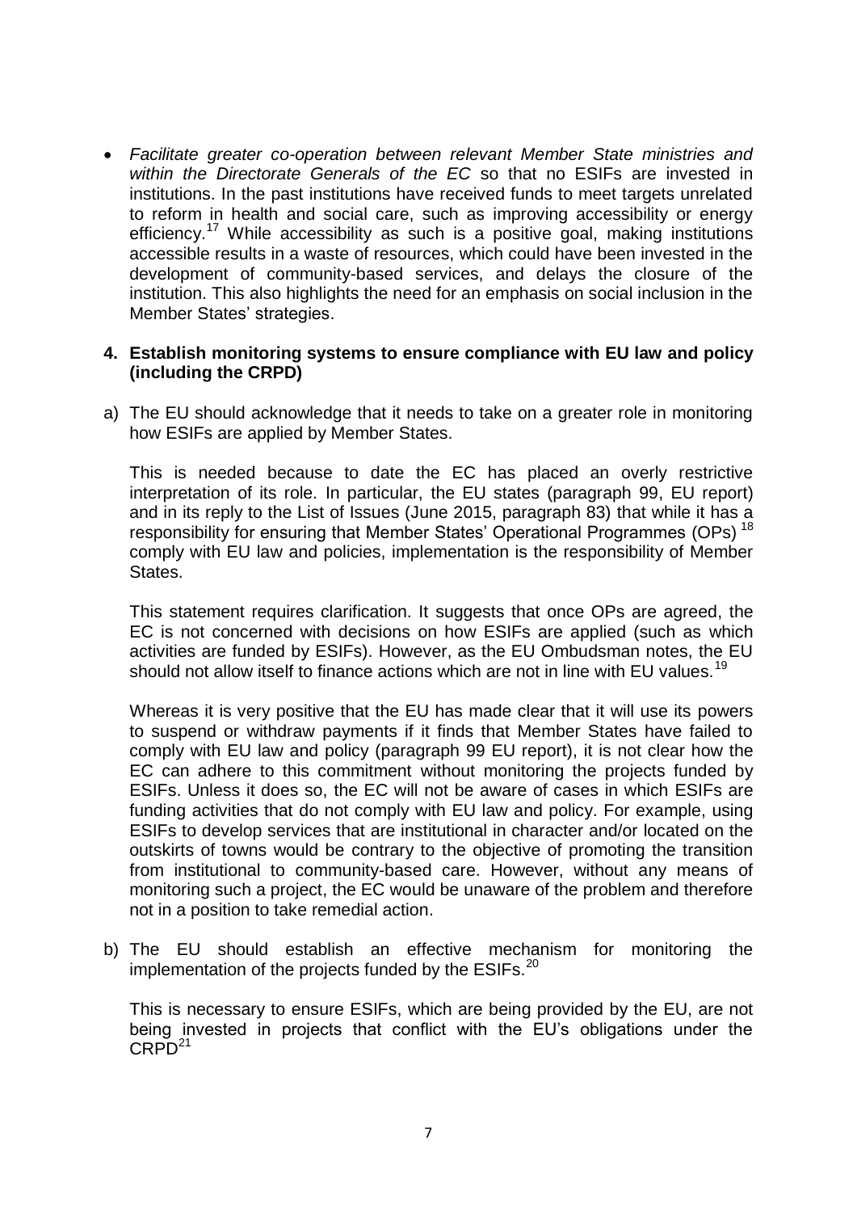- *Facilitate greater co-operation between relevant Member State ministries and within the Directorate Generals of the EC* so that no ESIFs are invested in institutions. In the past institutions have received funds to meet targets unrelated to reform in health and social care, such as improving accessibility or energy efficiency.[17] While accessibility as such is a positive goal, making institutions accessible results in a waste of resources, which could have been invested in the development of community-based services, and delays the closure of the institution. This also highlights the need for an emphasis on social inclusion in the Member States' strategies.

**4. Establish monitoring systems to ensure compliance with EU law and policy (including the CRPD)**

a) The EU should acknowledge that it needs to take on a greater role in monitoring how ESIFs are applied by Member States.

   This is needed because to date the EC has placed an overly restrictive interpretation of its role. In particular, the EU states (paragraph 99, EU report) and in its reply to the List of Issues (June 2015, paragraph 83) that while it has a responsibility for ensuring that Member States' Operational Programmes (OPs) [18] comply with EU law and policies, implementation is the responsibility of Member States.

   This statement requires clarification. It suggests that once OPs are agreed, the EC is not concerned with decisions on how ESIFs are applied (such as which activities are funded by ESIFs). However, as the EU Ombudsman notes, the EU should not allow itself to finance actions which are not in line with EU values.[19]

   Whereas it is very positive that the EU has made clear that it will use its powers to suspend or withdraw payments if it finds that Member States have failed to comply with EU law and policy (paragraph 99 EU report), it is not clear how the EC can adhere to this commitment without monitoring the projects funded by ESIFs. Unless it does so, the EC will not be aware of cases in which ESIFs are funding activities that do not comply with EU law and policy. For example, using ESIFs to develop services that are institutional in character and/or located on the outskirts of towns would be contrary to the objective of promoting the transition from institutional to community-based care. However, without any means of monitoring such a project, the EC would be unaware of the problem and therefore not in a position to take remedial action.

b) The EU should establish an effective mechanism for monitoring the implementation of the projects funded by the ESIFs.[20]

   This is necessary to ensure ESIFs, which are being provided by the EU, are not being invested in projects that conflict with the EU's obligations under the CRPD[21]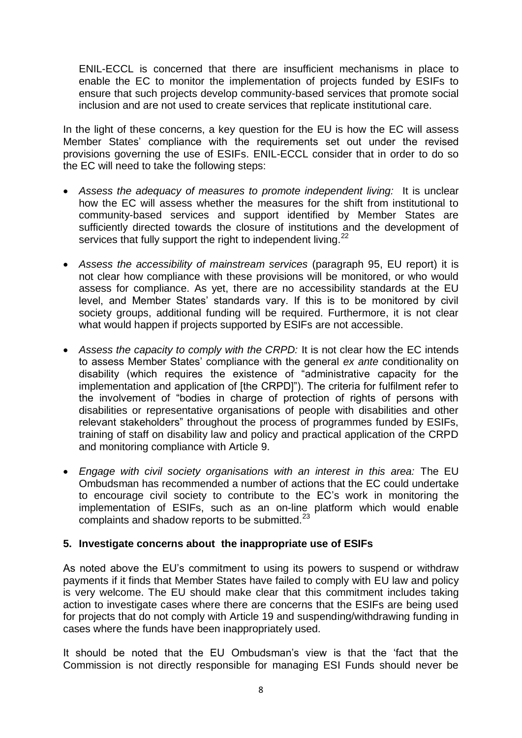ENIL-ECCL is concerned that there are insufficient mechanisms in place to enable the EC to monitor the implementation of projects funded by ESIFs to ensure that such projects develop community-based services that promote social inclusion and are not used to create services that replicate institutional care.

In the light of these concerns, a key question for the EU is how the EC will assess Member States' compliance with the requirements set out under the revised provisions governing the use of ESIFs. ENIL-ECCL consider that in order to do so the EC will need to take the following steps:

- *Assess the adequacy of measures to promote independent living:* It is unclear how the EC will assess whether the measures for the shift from institutional to community-based services and support identified by Member States are sufficiently directed towards the closure of institutions and the development of services that fully support the right to independent living.[22]
- *Assess the accessibility of mainstream services* (paragraph 95, EU report) it is not clear how compliance with these provisions will be monitored, or who would assess for compliance. As yet, there are no accessibility standards at the EU level, and Member States' standards vary. If this is to be monitored by civil society groups, additional funding will be required. Furthermore, it is not clear what would happen if projects supported by ESIFs are not accessible.
- *Assess the capacity to comply with the CRPD:* It is not clear how the EC intends to assess Member States' compliance with the general *ex ante* conditionality on disability (which requires the existence of "administrative capacity for the implementation and application of [the CRPD]"). The criteria for fulfilment refer to the involvement of "bodies in charge of protection of rights of persons with disabilities or representative organisations of people with disabilities and other relevant stakeholders" throughout the process of programmes funded by ESIFs, training of staff on disability law and policy and practical application of the CRPD and monitoring compliance with Article 9.
- *Engage with civil society organisations with an interest in this area:* The EU Ombudsman has recommended a number of actions that the EC could undertake to encourage civil society to contribute to the EC's work in monitoring the implementation of ESIFs, such as an on-line platform which would enable complaints and shadow reports to be submitted.[23]

## 5. Investigate concerns about the inappropriate use of ESIFs

As noted above the EU's commitment to using its powers to suspend or withdraw payments if it finds that Member States have failed to comply with EU law and policy is very welcome. The EU should make clear that this commitment includes taking action to investigate cases where there are concerns that the ESIFs are being used for projects that do not comply with Article 19 and suspending/withdrawing funding in cases where the funds have been inappropriately used.

It should be noted that the EU Ombudsman's view is that the 'fact that the Commission is not directly responsible for managing ESI Funds should never be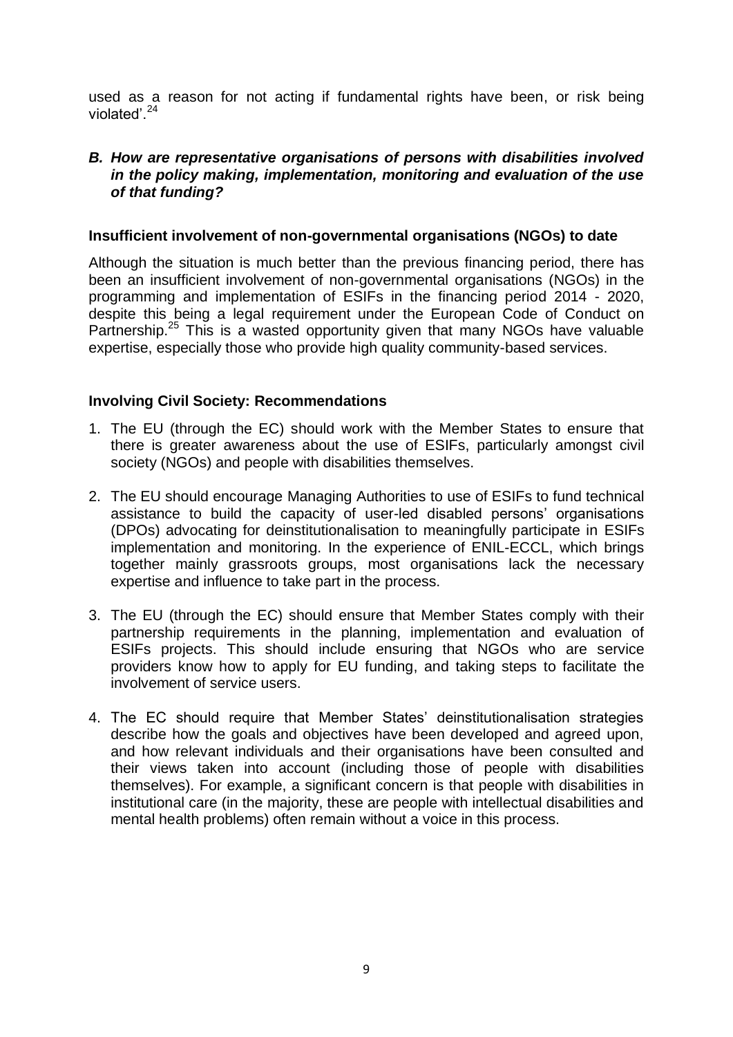used as a reason for not acting if fundamental rights have been, or risk being violated'.[24]

### *B. How are representative organisations of persons with disabilities involved in the policy making, implementation, monitoring and evaluation of the use of that funding?*

**Insufficient involvement of non-governmental organisations (NGOs) to date**

Although the situation is much better than the previous financing period, there has been an insufficient involvement of non-governmental organisations (NGOs) in the programming and implementation of ESIFs in the financing period 2014 - 2020, despite this being a legal requirement under the European Code of Conduct on Partnership.[25] This is a wasted opportunity given that many NGOs have valuable expertise, especially those who provide high quality community-based services.

**Involving Civil Society: Recommendations**

1. The EU (through the EC) should work with the Member States to ensure that there is greater awareness about the use of ESIFs, particularly amongst civil society (NGOs) and people with disabilities themselves.

2. The EU should encourage Managing Authorities to use of ESIFs to fund technical assistance to build the capacity of user-led disabled persons' organisations (DPOs) advocating for deinstitutionalisation to meaningfully participate in ESIFs implementation and monitoring. In the experience of ENIL-ECCL, which brings together mainly grassroots groups, most organisations lack the necessary expertise and influence to take part in the process.

3. The EU (through the EC) should ensure that Member States comply with their partnership requirements in the planning, implementation and evaluation of ESIFs projects. This should include ensuring that NGOs who are service providers know how to apply for EU funding, and taking steps to facilitate the involvement of service users.

4. The EC should require that Member States' deinstitutionalisation strategies describe how the goals and objectives have been developed and agreed upon, and how relevant individuals and their organisations have been consulted and their views taken into account (including those of people with disabilities themselves). For example, a significant concern is that people with disabilities in institutional care (in the majority, these are people with intellectual disabilities and mental health problems) often remain without a voice in this process.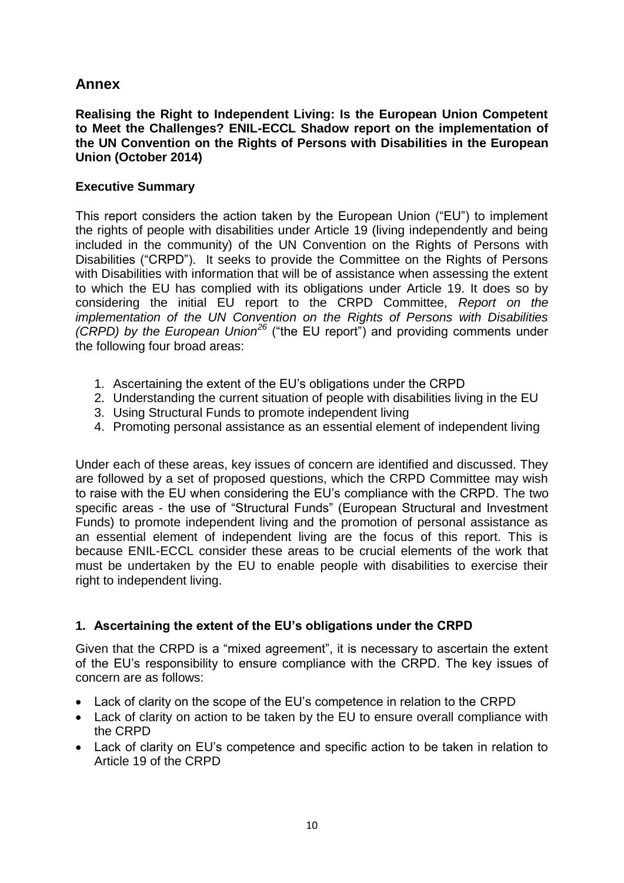## Annex

**Realising the Right to Independent Living: Is the European Union Competent to Meet the Challenges? ENIL-ECCL Shadow report on the implementation of the UN Convention on the Rights of Persons with Disabilities in the European Union (October 2014)**

### Executive Summary

This report considers the action taken by the European Union ("EU") to implement the rights of people with disabilities under Article 19 (living independently and being included in the community) of the UN Convention on the Rights of Persons with Disabilities ("CRPD"). It seeks to provide the Committee on the Rights of Persons with Disabilities with information that will be of assistance when assessing the extent to which the EU has complied with its obligations under Article 19. It does so by considering the initial EU report to the CRPD Committee, *Report on the implementation of the UN Convention on the Rights of Persons with Disabilities (CRPD) by the European Union*[26] ("the EU report") and providing comments under the following four broad areas:

1. Ascertaining the extent of the EU's obligations under the CRPD
2. Understanding the current situation of people with disabilities living in the EU
3. Using Structural Funds to promote independent living
4. Promoting personal assistance as an essential element of independent living

Under each of these areas, key issues of concern are identified and discussed. They are followed by a set of proposed questions, which the CRPD Committee may wish to raise with the EU when considering the EU's compliance with the CRPD. The two specific areas - the use of "Structural Funds" (European Structural and Investment Funds) to promote independent living and the promotion of personal assistance as an essential element of independent living are the focus of this report. This is because ENIL-ECCL consider these areas to be crucial elements of the work that must be undertaken by the EU to enable people with disabilities to exercise their right to independent living.

### 1. Ascertaining the extent of the EU's obligations under the CRPD

Given that the CRPD is a "mixed agreement", it is necessary to ascertain the extent of the EU's responsibility to ensure compliance with the CRPD. The key issues of concern are as follows:

- Lack of clarity on the scope of the EU's competence in relation to the CRPD
- Lack of clarity on action to be taken by the EU to ensure overall compliance with the CRPD
- Lack of clarity on EU's competence and specific action to be taken in relation to Article 19 of the CRPD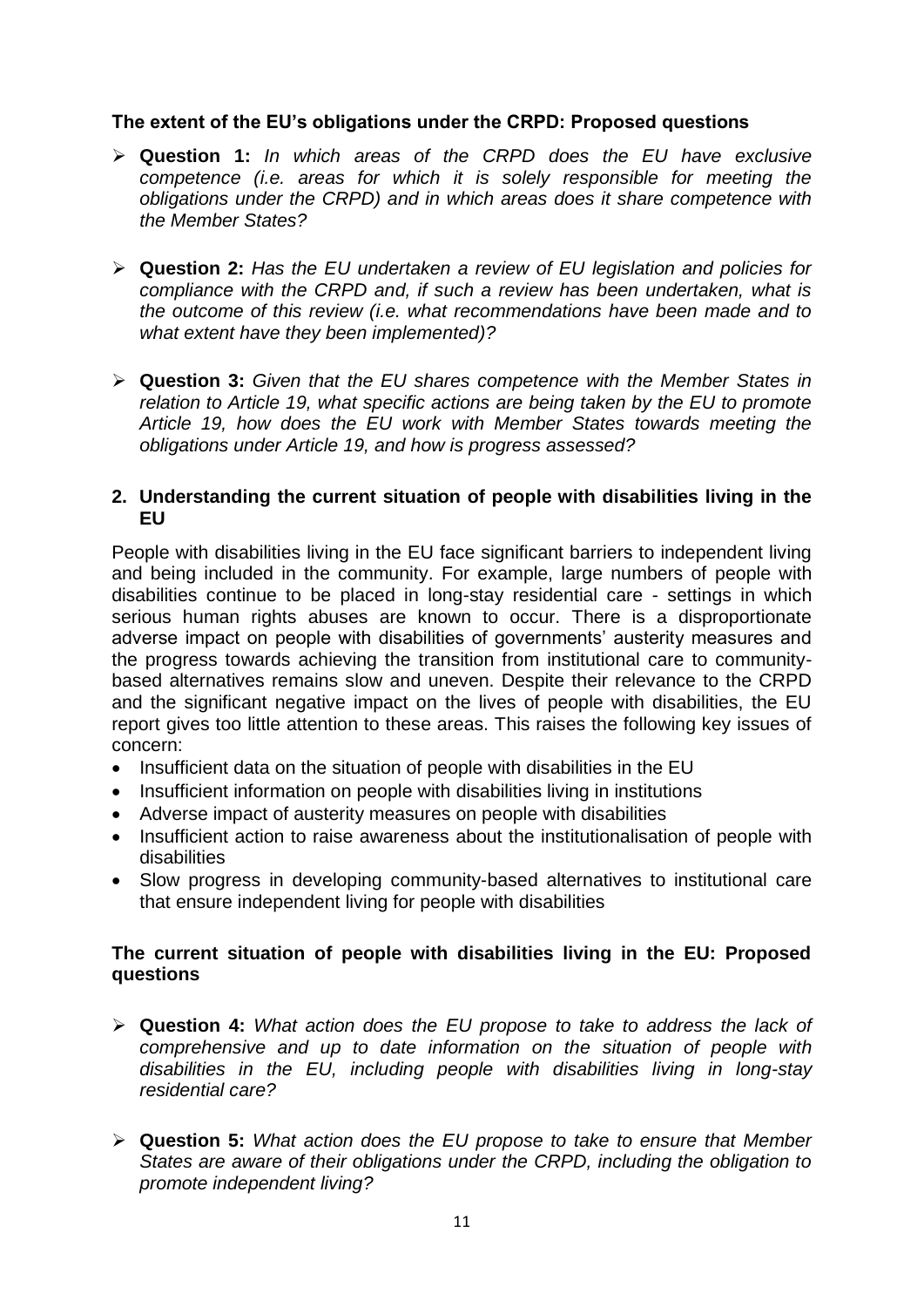**The extent of the EU's obligations under the CRPD: Proposed questions**

- **Question 1:** *In which areas of the CRPD does the EU have exclusive competence (i.e. areas for which it is solely responsible for meeting the obligations under the CRPD) and in which areas does it share competence with the Member States?*

- **Question 2:** *Has the EU undertaken a review of EU legislation and policies for compliance with the CRPD and, if such a review has been undertaken, what is the outcome of this review (i.e. what recommendations have been made and to what extent have they been implemented)?*

- **Question 3:** *Given that the EU shares competence with the Member States in relation to Article 19, what specific actions are being taken by the EU to promote Article 19, how does the EU work with Member States towards meeting the obligations under Article 19, and how is progress assessed?*

## 2. Understanding the current situation of people with disabilities living in the EU

People with disabilities living in the EU face significant barriers to independent living and being included in the community. For example, large numbers of people with disabilities continue to be placed in long-stay residential care - settings in which serious human rights abuses are known to occur. There is a disproportionate adverse impact on people with disabilities of governments' austerity measures and the progress towards achieving the transition from institutional care to community-based alternatives remains slow and uneven. Despite their relevance to the CRPD and the significant negative impact on the lives of people with disabilities, the EU report gives too little attention to these areas. This raises the following key issues of concern:

- Insufficient data on the situation of people with disabilities in the EU
- Insufficient information on people with disabilities living in institutions
- Adverse impact of austerity measures on people with disabilities
- Insufficient action to raise awareness about the institutionalisation of people with disabilities
- Slow progress in developing community-based alternatives to institutional care that ensure independent living for people with disabilities

**The current situation of people with disabilities living in the EU: Proposed questions**

- **Question 4:** *What action does the EU propose to take to address the lack of comprehensive and up to date information on the situation of people with disabilities in the EU, including people with disabilities living in long-stay residential care?*

- **Question 5:** *What action does the EU propose to take to ensure that Member States are aware of their obligations under the CRPD, including the obligation to promote independent living?*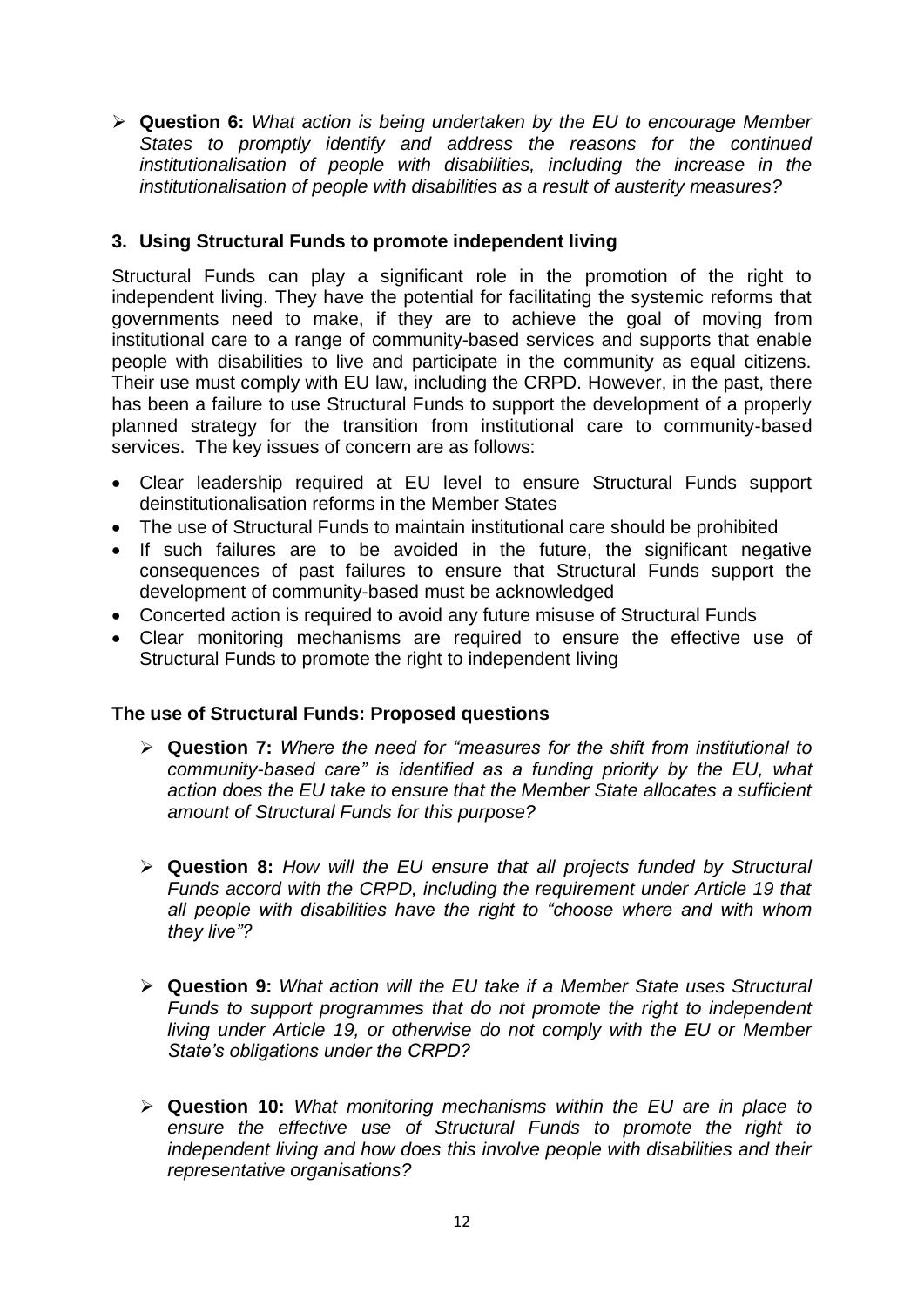- **Question 6:** *What action is being undertaken by the EU to encourage Member States to promptly identify and address the reasons for the continued institutionalisation of people with disabilities, including the increase in the institutionalisation of people with disabilities as a result of austerity measures?*

### 3. Using Structural Funds to promote independent living

Structural Funds can play a significant role in the promotion of the right to independent living. They have the potential for facilitating the systemic reforms that governments need to make, if they are to achieve the goal of moving from institutional care to a range of community-based services and supports that enable people with disabilities to live and participate in the community as equal citizens. Their use must comply with EU law, including the CRPD. However, in the past, there has been a failure to use Structural Funds to support the development of a properly planned strategy for the transition from institutional care to community-based services. The key issues of concern are as follows:

- Clear leadership required at EU level to ensure Structural Funds support deinstitutionalisation reforms in the Member States
- The use of Structural Funds to maintain institutional care should be prohibited
- If such failures are to be avoided in the future, the significant negative consequences of past failures to ensure that Structural Funds support the development of community-based must be acknowledged
- Concerted action is required to avoid any future misuse of Structural Funds
- Clear monitoring mechanisms are required to ensure the effective use of Structural Funds to promote the right to independent living

### The use of Structural Funds: Proposed questions

- **Question 7:** *Where the need for "measures for the shift from institutional to community-based care" is identified as a funding priority by the EU, what action does the EU take to ensure that the Member State allocates a sufficient amount of Structural Funds for this purpose?*

- **Question 8:** *How will the EU ensure that all projects funded by Structural Funds accord with the CRPD, including the requirement under Article 19 that all people with disabilities have the right to "choose where and with whom they live"?*

- **Question 9:** *What action will the EU take if a Member State uses Structural Funds to support programmes that do not promote the right to independent living under Article 19, or otherwise do not comply with the EU or Member State's obligations under the CRPD?*

- **Question 10:** *What monitoring mechanisms within the EU are in place to ensure the effective use of Structural Funds to promote the right to independent living and how does this involve people with disabilities and their representative organisations?*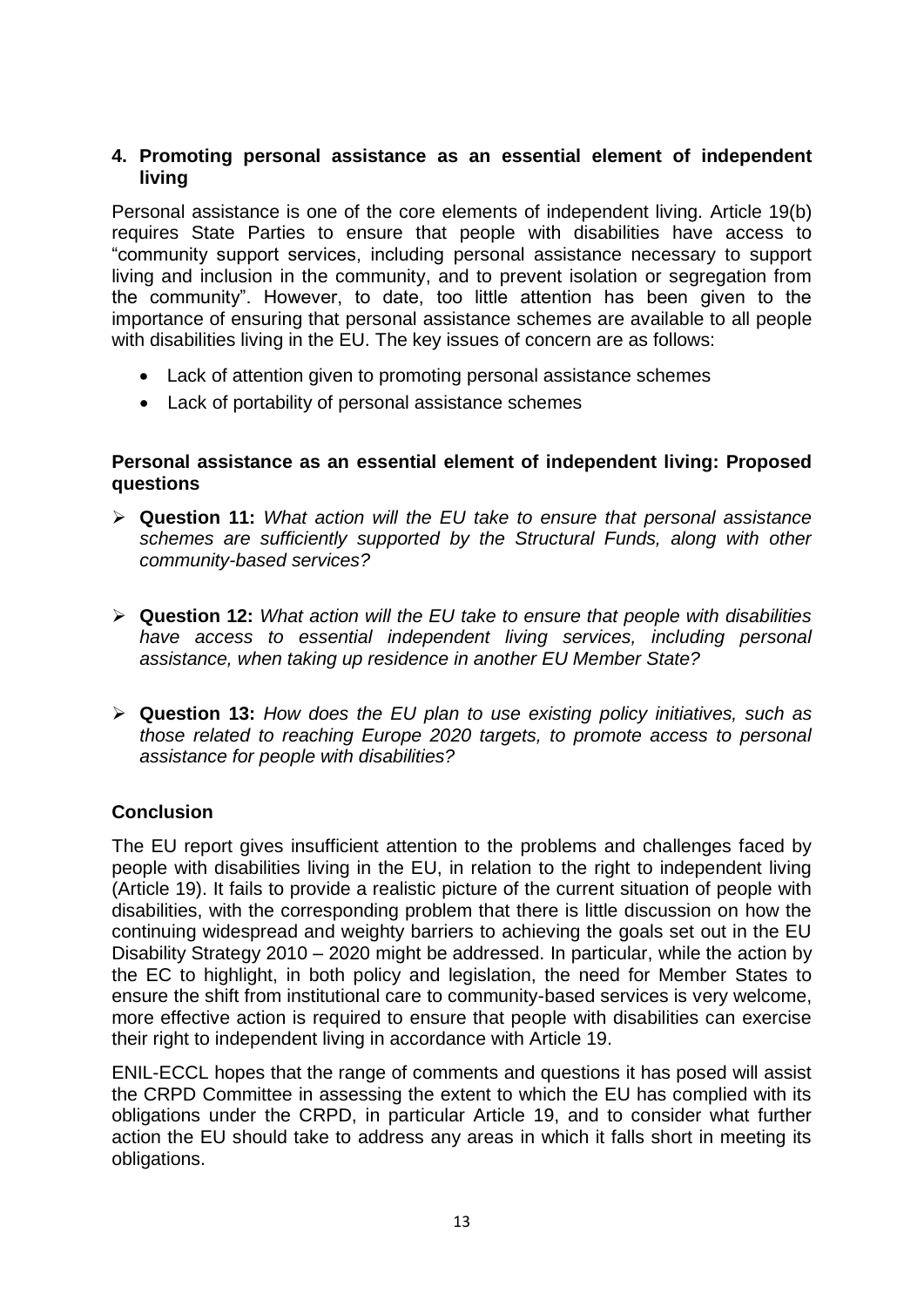## 4. Promoting personal assistance as an essential element of independent living

Personal assistance is one of the core elements of independent living. Article 19(b) requires State Parties to ensure that people with disabilities have access to "community support services, including personal assistance necessary to support living and inclusion in the community, and to prevent isolation or segregation from the community". However, to date, too little attention has been given to the importance of ensuring that personal assistance schemes are available to all people with disabilities living in the EU. The key issues of concern are as follows:

- Lack of attention given to promoting personal assistance schemes
- Lack of portability of personal assistance schemes

### Personal assistance as an essential element of independent living: Proposed questions

- **Question 11:** *What action will the EU take to ensure that personal assistance schemes are sufficiently supported by the Structural Funds, along with other community-based services?*

- **Question 12:** *What action will the EU take to ensure that people with disabilities have access to essential independent living services, including personal assistance, when taking up residence in another EU Member State?*

- **Question 13:** *How does the EU plan to use existing policy initiatives, such as those related to reaching Europe 2020 targets, to promote access to personal assistance for people with disabilities?*

## Conclusion

The EU report gives insufficient attention to the problems and challenges faced by people with disabilities living in the EU, in relation to the right to independent living (Article 19). It fails to provide a realistic picture of the current situation of people with disabilities, with the corresponding problem that there is little discussion on how the continuing widespread and weighty barriers to achieving the goals set out in the EU Disability Strategy 2010 – 2020 might be addressed. In particular, while the action by the EC to highlight, in both policy and legislation, the need for Member States to ensure the shift from institutional care to community-based services is very welcome, more effective action is required to ensure that people with disabilities can exercise their right to independent living in accordance with Article 19.

ENIL-ECCL hopes that the range of comments and questions it has posed will assist the CRPD Committee in assessing the extent to which the EU has complied with its obligations under the CRPD, in particular Article 19, and to consider what further action the EU should take to address any areas in which it falls short in meeting its obligations.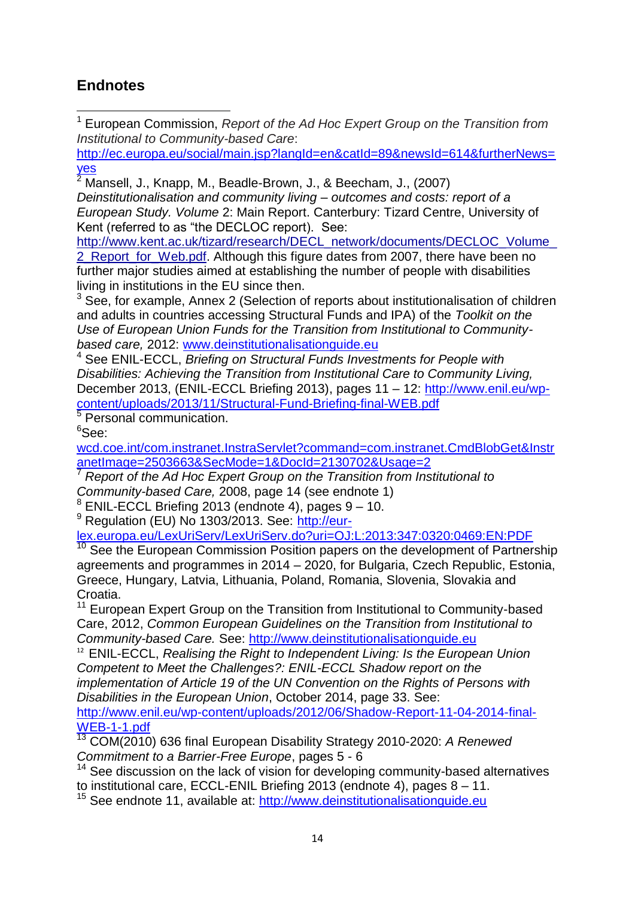## Endnotes

[1] European Commission, *Report of the Ad Hoc Expert Group on the Transition from Institutional to Community-based Care*: http://ec.europa.eu/social/main.jsp?langId=en&catId=89&newsId=614&furtherNews=yes

[2] Mansell, J., Knapp, M., Beadle-Brown, J., & Beecham, J., (2007) *Deinstitutionalisation and community living – outcomes and costs: report of a European Study. Volume* 2: Main Report. Canterbury: Tizard Centre, University of Kent (referred to as "the DECLOC report). See: http://www.kent.ac.uk/tizard/research/DECL_network/documents/DECLOC_Volume_2_Report_for_Web.pdf. Although this figure dates from 2007, there have been no further major studies aimed at establishing the number of people with disabilities living in institutions in the EU since then.

[3] See, for example, Annex 2 (Selection of reports about institutionalisation of children and adults in countries accessing Structural Funds and IPA) of the *Toolkit on the Use of European Union Funds for the Transition from Institutional to Community-based care,* 2012: www.deinstitutionalisationguide.eu

[4] See ENIL-ECCL, *Briefing on Structural Funds Investments for People with Disabilities: Achieving the Transition from Institutional Care to Community Living,* December 2013, (ENIL-ECCL Briefing 2013), pages 11 – 12: http://www.enil.eu/wp-content/uploads/2013/11/Structural-Fund-Briefing-final-WEB.pdf

[5] Personal communication.

[6] See: wcd.coe.int/com.instranet.InstraServlet?command=com.instranet.CmdBlobGet&InstranetImage=2503663&SecMode=1&DocId=2130702&Usage=2

[7] *Report of the Ad Hoc Expert Group on the Transition from Institutional to Community-based Care,* 2008, page 14 (see endnote 1)

[8] ENIL-ECCL Briefing 2013 (endnote 4), pages 9 – 10.

[9] Regulation (EU) No 1303/2013. See: http://eur-lex.europa.eu/LexUriServ/LexUriServ.do?uri=OJ:L:2013:347:0320:0469:EN:PDF

[10] See the European Commission Position papers on the development of Partnership agreements and programmes in 2014 – 2020, for Bulgaria, Czech Republic, Estonia, Greece, Hungary, Latvia, Lithuania, Poland, Romania, Slovenia, Slovakia and Croatia.

[11] European Expert Group on the Transition from Institutional to Community-based Care, 2012, *Common European Guidelines on the Transition from Institutional to Community-based Care.* See: http://www.deinstitutionalisationguide.eu

[12] ENIL-ECCL, *Realising the Right to Independent Living: Is the European Union Competent to Meet the Challenges?: ENIL-ECCL Shadow report on the implementation of Article 19 of the UN Convention on the Rights of Persons with Disabilities in the European Union*, October 2014, page 33. See: http://www.enil.eu/wp-content/uploads/2012/06/Shadow-Report-11-04-2014-final-WEB-1-1.pdf

[13] COM(2010) 636 final European Disability Strategy 2010-2020: *A Renewed Commitment to a Barrier-Free Europe*, pages 5 - 6

[14] See discussion on the lack of vision for developing community-based alternatives to institutional care, ECCL-ENIL Briefing 2013 (endnote 4), pages 8 – 11.

[15] See endnote 11, available at: http://www.deinstitutionalisationguide.eu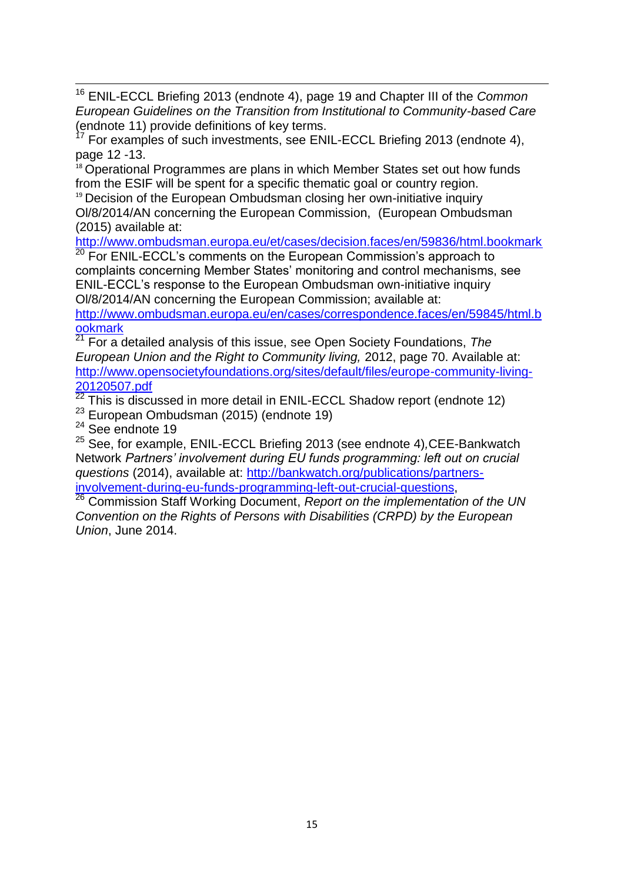[16] ENIL-ECCL Briefing 2013 (endnote 4), page 19 and Chapter III of the *Common European Guidelines on the Transition from Institutional to Community-based Care* (endnote 11) provide definitions of key terms.

[17] For examples of such investments, see ENIL-ECCL Briefing 2013 (endnote 4), page 12 -13.

[18] Operational Programmes are plans in which Member States set out how funds from the ESIF will be spent for a specific thematic goal or country region.

[19] Decision of the European Ombudsman closing her own-initiative inquiry OI/8/2014/AN concerning the European Commission, (European Ombudsman (2015) available at: http://www.ombudsman.europa.eu/et/cases/decision.faces/en/59836/html.bookmark

[20] For ENIL-ECCL's comments on the European Commission's approach to complaints concerning Member States' monitoring and control mechanisms, see ENIL-ECCL's response to the European Ombudsman own-initiative inquiry OI/8/2014/AN concerning the European Commission; available at: http://www.ombudsman.europa.eu/en/cases/correspondence.faces/en/59845/html.bookmark

[21] For a detailed analysis of this issue, see Open Society Foundations, *The European Union and the Right to Community living,* 2012, page 70. Available at: http://www.opensocietyfoundations.org/sites/default/files/europe-community-living-20120507.pdf

[22] This is discussed in more detail in ENIL-ECCL Shadow report (endnote 12)

[23] European Ombudsman (2015) (endnote 19)

[24] See endnote 19

[25] See, for example, ENIL-ECCL Briefing 2013 (see endnote 4), CEE-Bankwatch Network *Partners' involvement during EU funds programming: left out on crucial questions* (2014), available at: http://bankwatch.org/publications/partners-involvement-during-eu-funds-programming-left-out-crucial-questions,

[26] Commission Staff Working Document, *Report on the implementation of the UN Convention on the Rights of Persons with Disabilities (CRPD) by the European Union*, June 2014.